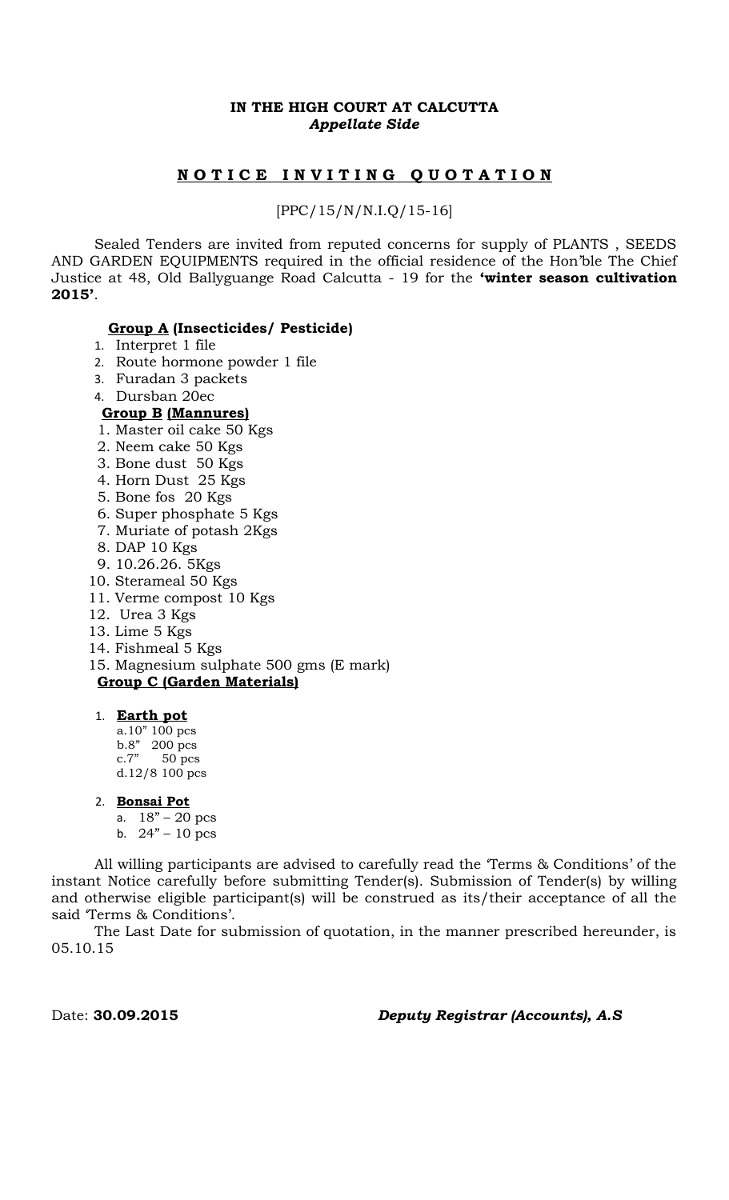**IN THE HIGH COURT AT CALCUTTA**
***Appellate Side***

## NOTICE INVITING QUOTATION

[PPC/15/N/N.I.Q/15-16]

Sealed Tenders are invited from reputed concerns for supply of PLANTS , SEEDS AND GARDEN EQUIPMENTS required in the official residence of the Hon'ble The Chief Justice at 48, Old Ballyguange Road Calcutta - 19 for the **'winter season cultivation 2015'**.

**Group A (Insecticides/ Pesticide)**

1. Interpret 1 file
2. Route hormone powder 1 file
3. Furadan 3 packets
4. Dursban 20ec

**Group B (Mannures)**

1. Master oil cake 50 Kgs
2. Neem cake 50 Kgs
3. Bone dust 50 Kgs
4. Horn Dust 25 Kgs
5. Bone fos 20 Kgs
6. Super phosphate 5 Kgs
7. Muriate of potash 2Kgs
8. DAP 10 Kgs
9. 10.26.26. 5Kgs
10. Sterameal 50 Kgs
11. Verme compost 10 Kgs
12. Urea 3 Kgs
13. Lime 5 Kgs
14. Fishmeal 5 Kgs
15. Magnesium sulphate 500 gms (E mark)

**Group C (Garden Materials)**

1. **Earth pot**
   a.10" 100 pcs
   b.8" 200 pcs
   c.7" 50 pcs
   d.12/8 100 pcs

2. **Bonsai Pot**
   a. 18" – 20 pcs
   b. 24" – 10 pcs

All willing participants are advised to carefully read the 'Terms & Conditions' of the instant Notice carefully before submitting Tender(s). Submission of Tender(s) by willing and otherwise eligible participant(s) will be construed as its/their acceptance of all the said 'Terms & Conditions'.

The Last Date for submission of quotation, in the manner prescribed hereunder, is 05.10.15

Date: **30.09.2015** ***Deputy Registrar (Accounts), A.S***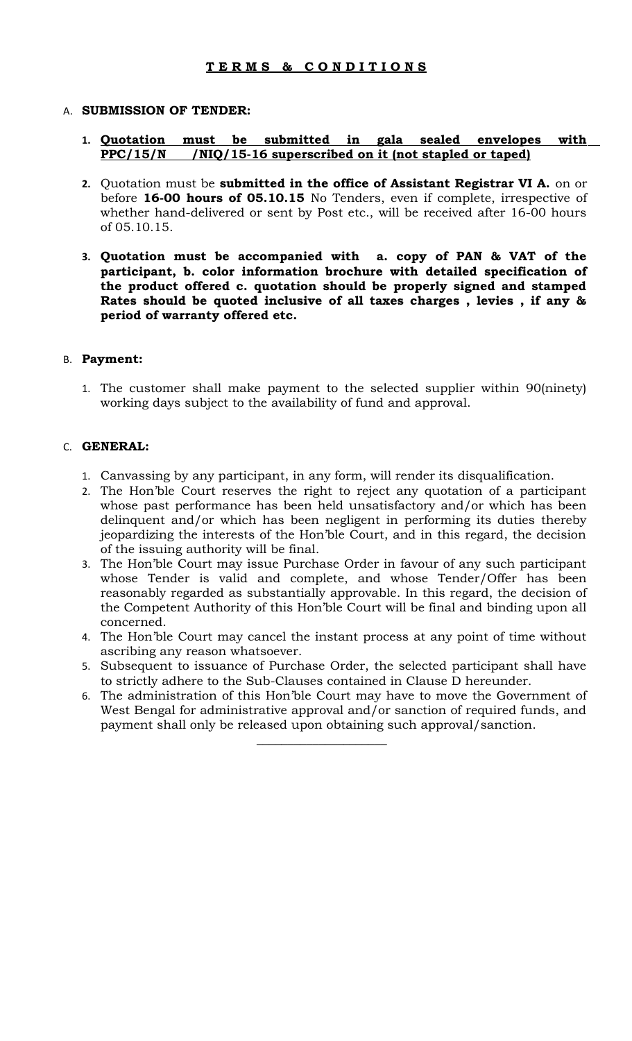## T E R M S & C O N D I T I O N S

A. **SUBMISSION OF TENDER:**

1. **Quotation must be submitted in gala sealed envelopes with PPC/15/N /NIQ/15-16 superscribed on it (not stapled or taped)**

2. Quotation must be **submitted in the office of Assistant Registrar VI A.** on or before **16-00 hours of 05.10.15** No Tenders, even if complete, irrespective of whether hand-delivered or sent by Post etc., will be received after 16-00 hours of 05.10.15.

3. **Quotation must be accompanied with a. copy of PAN & VAT of the participant, b. color information brochure with detailed specification of the product offered c. quotation should be properly signed and stamped Rates should be quoted inclusive of all taxes charges , levies , if any & period of warranty offered etc.**

B. **Payment:**

1. The customer shall make payment to the selected supplier within 90(ninety) working days subject to the availability of fund and approval.

C. **GENERAL:**

1. Canvassing by any participant, in any form, will render its disqualification.
2. The Hon'ble Court reserves the right to reject any quotation of a participant whose past performance has been held unsatisfactory and/or which has been delinquent and/or which has been negligent in performing its duties thereby jeopardizing the interests of the Hon'ble Court, and in this regard, the decision of the issuing authority will be final.
3. The Hon'ble Court may issue Purchase Order in favour of any such participant whose Tender is valid and complete, and whose Tender/Offer has been reasonably regarded as substantially approvable. In this regard, the decision of the Competent Authority of this Hon'ble Court will be final and binding upon all concerned.
4. The Hon'ble Court may cancel the instant process at any point of time without ascribing any reason whatsoever.
5. Subsequent to issuance of Purchase Order, the selected participant shall have to strictly adhere to the Sub-Clauses contained in Clause D hereunder.
6. The administration of this Hon'ble Court may have to move the Government of West Bengal for administrative approval and/or sanction of required funds, and payment shall only be released upon obtaining such approval/sanction.

---